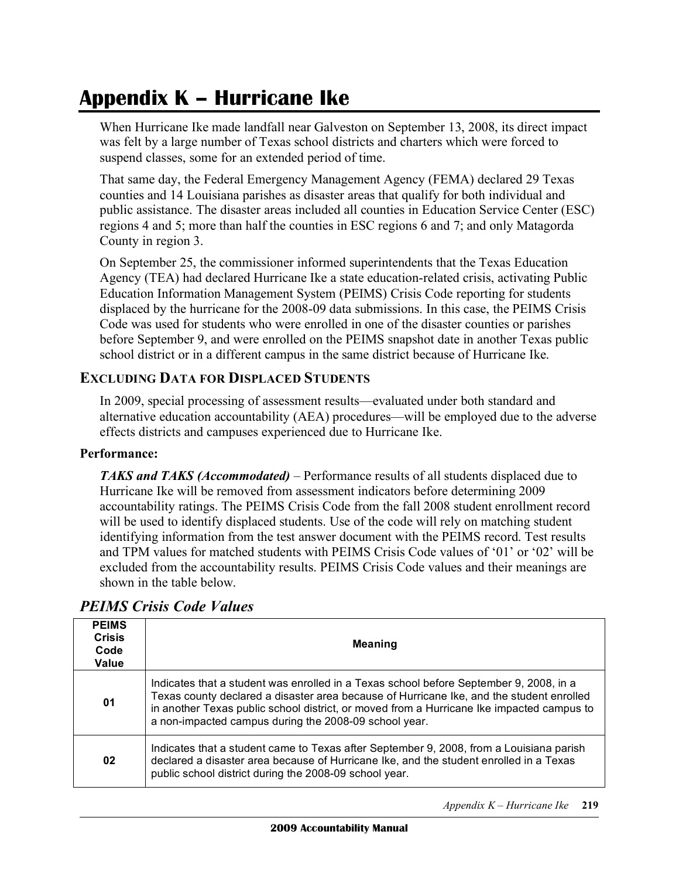# Appendix K – Hurricane Ike

When Hurricane Ike made landfall near Galveston on September 13, 2008, its direct impact was felt by a large number of Texas school districts and charters which were forced to suspend classes, some for an extended period of time.

That same day, the Federal Emergency Management Agency (FEMA) declared 29 Texas counties and 14 Louisiana parishes as disaster areas that qualify for both individual and public assistance. The disaster areas included all counties in Education Service Center (ESC) regions 4 and 5; more than half the counties in ESC regions 6 and 7; and only Matagorda County in region 3.

On September 25, the commissioner informed superintendents that the Texas Education Agency (TEA) had declared Hurricane Ike a state education-related crisis, activating Public Education Information Management System (PEIMS) Crisis Code reporting for students displaced by the hurricane for the 2008-09 data submissions. In this case, the PEIMS Crisis Code was used for students who were enrolled in one of the disaster counties or parishes before September 9, and were enrolled on the PEIMS snapshot date in another Texas public school district or in a different campus in the same district because of Hurricane Ike.

## EXCLUDING DATA FOR DISPLACED STUDENTS

In 2009, special processing of assessment results—evaluated under both standard and alternative education accountability (AEA) procedures—will be employed due to the adverse effects districts and campuses experienced due to Hurricane Ike.

**Performance:**

***TAKS and TAKS (Accommodated)*** – Performance results of all students displaced due to Hurricane Ike will be removed from assessment indicators before determining 2009 accountability ratings. The PEIMS Crisis Code from the fall 2008 student enrollment record will be used to identify displaced students. Use of the code will rely on matching student identifying information from the test answer document with the PEIMS record. Test results and TPM values for matched students with PEIMS Crisis Code values of '01' or '02' will be excluded from the accountability results. PEIMS Crisis Code values and their meanings are shown in the table below.

## *PEIMS Crisis Code Values*

| PEIMS Crisis Code Value | Meaning |
|---|---|
| 01 | Indicates that a student was enrolled in a Texas school before September 9, 2008, in a Texas county declared a disaster area because of Hurricane Ike, and the student enrolled in another Texas public school district, or moved from a Hurricane Ike impacted campus to a non-impacted campus during the 2008-09 school year. |
| 02 | Indicates that a student came to Texas after September 9, 2008, from a Louisiana parish declared a disaster area because of Hurricane Ike, and the student enrolled in a Texas public school district during the 2008-09 school year. |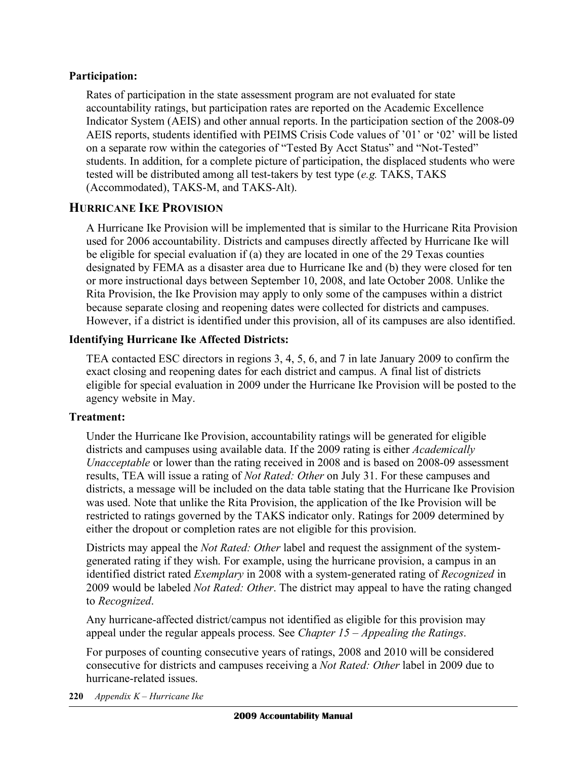**Participation:**

Rates of participation in the state assessment program are not evaluated for state accountability ratings, but participation rates are reported on the Academic Excellence Indicator System (AEIS) and other annual reports. In the participation section of the 2008-09 AEIS reports, students identified with PEIMS Crisis Code values of '01' or '02' will be listed on a separate row within the categories of "Tested By Acct Status" and "Not-Tested" students. In addition, for a complete picture of participation, the displaced students who were tested will be distributed among all test-takers by test type (*e.g.* TAKS, TAKS (Accommodated), TAKS-M, and TAKS-Alt).

## HURRICANE IKE PROVISION

A Hurricane Ike Provision will be implemented that is similar to the Hurricane Rita Provision used for 2006 accountability. Districts and campuses directly affected by Hurricane Ike will be eligible for special evaluation if (a) they are located in one of the 29 Texas counties designated by FEMA as a disaster area due to Hurricane Ike and (b) they were closed for ten or more instructional days between September 10, 2008, and late October 2008. Unlike the Rita Provision, the Ike Provision may apply to only some of the campuses within a district because separate closing and reopening dates were collected for districts and campuses. However, if a district is identified under this provision, all of its campuses are also identified.

**Identifying Hurricane Ike Affected Districts:**

TEA contacted ESC directors in regions 3, 4, 5, 6, and 7 in late January 2009 to confirm the exact closing and reopening dates for each district and campus. A final list of districts eligible for special evaluation in 2009 under the Hurricane Ike Provision will be posted to the agency website in May.

**Treatment:**

Under the Hurricane Ike Provision, accountability ratings will be generated for eligible districts and campuses using available data. If the 2009 rating is either *Academically Unacceptable* or lower than the rating received in 2008 and is based on 2008-09 assessment results, TEA will issue a rating of *Not Rated: Other* on July 31. For these campuses and districts, a message will be included on the data table stating that the Hurricane Ike Provision was used. Note that unlike the Rita Provision, the application of the Ike Provision will be restricted to ratings governed by the TAKS indicator only. Ratings for 2009 determined by either the dropout or completion rates are not eligible for this provision.

Districts may appeal the *Not Rated: Other* label and request the assignment of the system-generated rating if they wish. For example, using the hurricane provision, a campus in an identified district rated *Exemplary* in 2008 with a system-generated rating of *Recognized* in 2009 would be labeled *Not Rated: Other*. The district may appeal to have the rating changed to *Recognized*.

Any hurricane-affected district/campus not identified as eligible for this provision may appeal under the regular appeals process. See *Chapter 15 – Appealing the Ratings*.

For purposes of counting consecutive years of ratings, 2008 and 2010 will be considered consecutive for districts and campuses receiving a *Not Rated: Other* label in 2009 due to hurricane-related issues.